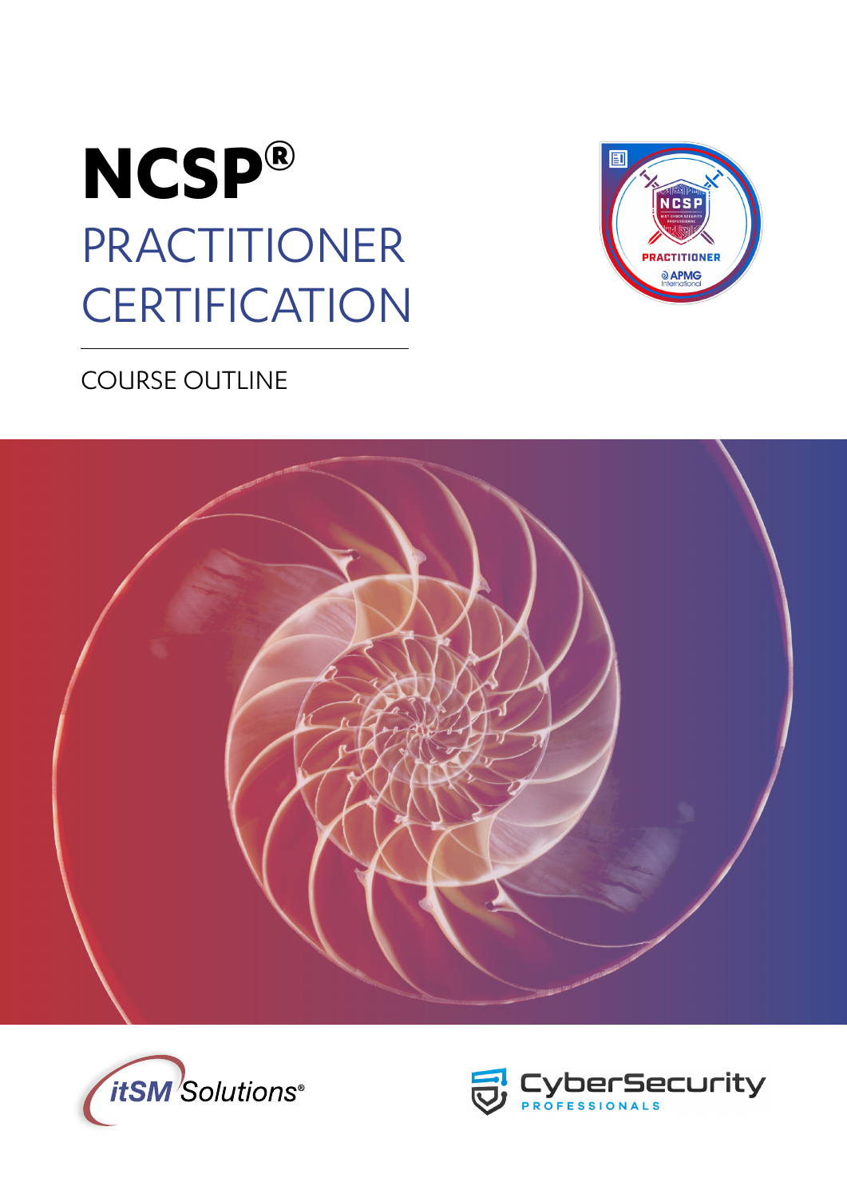# NCSP®

## PRACTITIONER CERTIFICATION

COURSE OUTLINE

itSM Solutions®

CyberSecurity PROFESSIONALS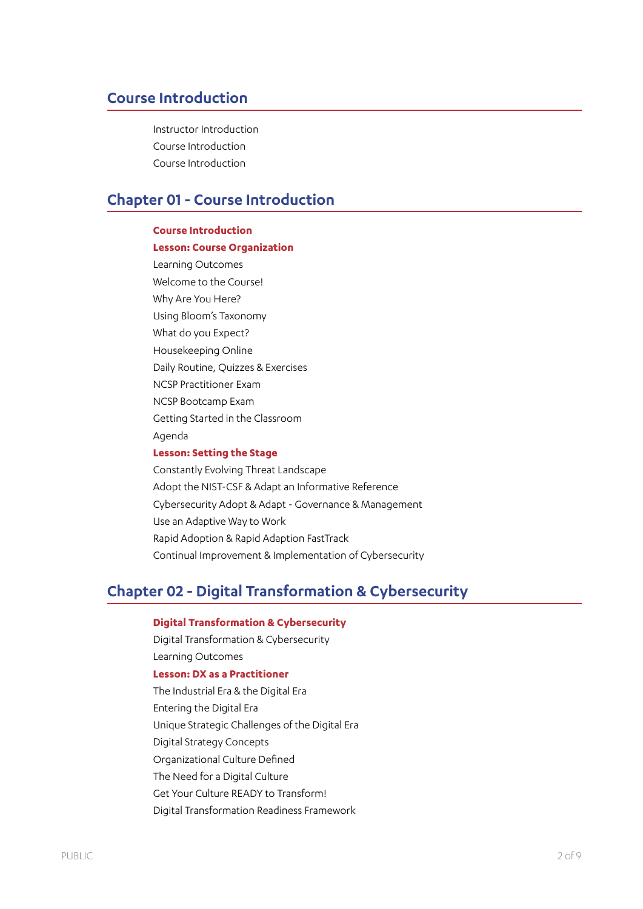## Course Introduction

Instructor Introduction
Course Introduction
Course Introduction

## Chapter 01 - Course Introduction

**Course Introduction**

**Lesson: Course Organization**

Learning Outcomes
Welcome to the Course!
Why Are You Here?
Using Bloom's Taxonomy
What do you Expect?
Housekeeping Online
Daily Routine, Quizzes & Exercises
NCSP Practitioner Exam
NCSP Bootcamp Exam
Getting Started in the Classroom
Agenda

**Lesson: Setting the Stage**

Constantly Evolving Threat Landscape
Adopt the NIST-CSF & Adapt an Informative Reference
Cybersecurity Adopt & Adapt - Governance & Management
Use an Adaptive Way to Work
Rapid Adoption & Rapid Adaption FastTrack
Continual Improvement & Implementation of Cybersecurity

## Chapter 02 - Digital Transformation & Cybersecurity

**Digital Transformation & Cybersecurity**

Digital Transformation & Cybersecurity
Learning Outcomes

**Lesson: DX as a Practitioner**

The Industrial Era & the Digital Era
Entering the Digital Era
Unique Strategic Challenges of the Digital Era
Digital Strategy Concepts
Organizational Culture Defined
The Need for a Digital Culture
Get Your Culture READY to Transform!
Digital Transformation Readiness Framework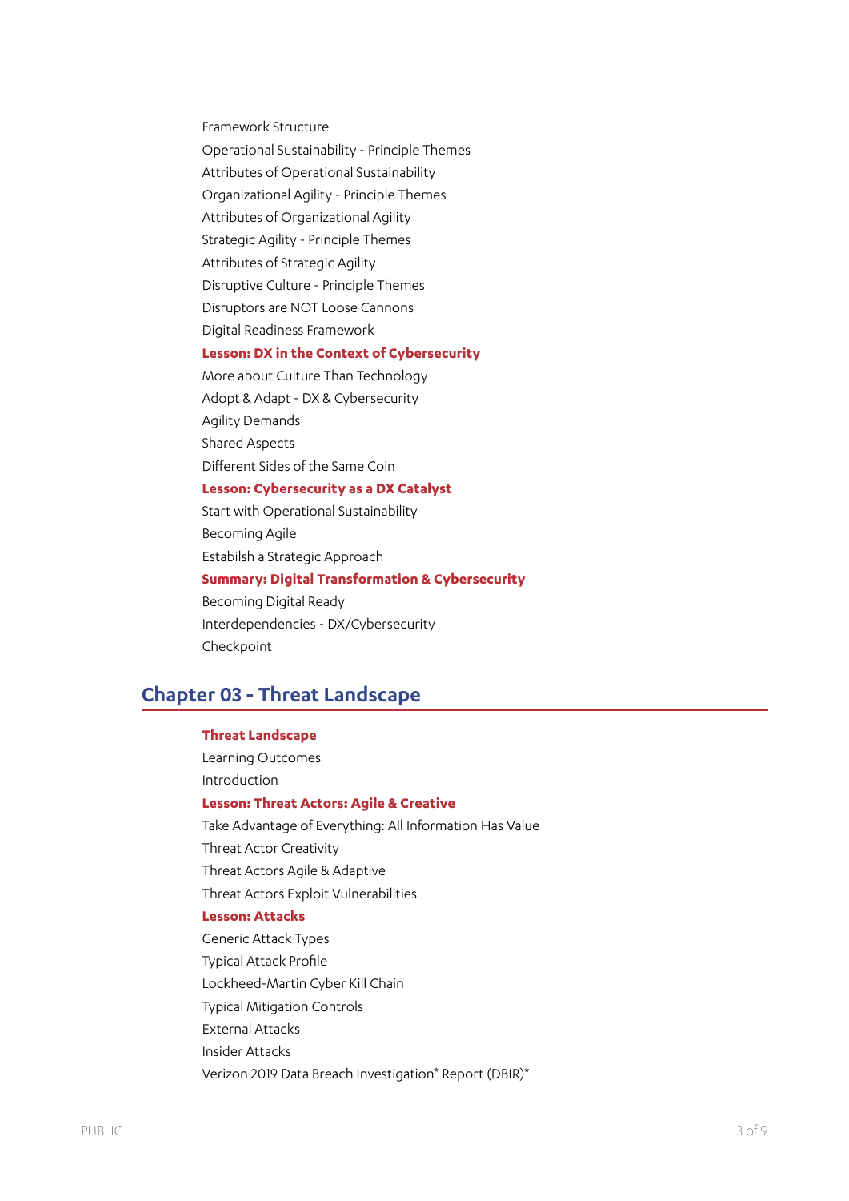Framework Structure

Operational Sustainability - Principle Themes

Attributes of Operational Sustainability

Organizational Agility - Principle Themes

Attributes of Organizational Agility

Strategic Agility - Principle Themes

Attributes of Strategic Agility

Disruptive Culture - Principle Themes

Disruptors are NOT Loose Cannons

Digital Readiness Framework

**Lesson: DX in the Context of Cybersecurity**

More about Culture Than Technology

Adopt & Adapt - DX & Cybersecurity

Agility Demands

Shared Aspects

Different Sides of the Same Coin

**Lesson: Cybersecurity as a DX Catalyst**

Start with Operational Sustainability

Becoming Agile

Estabilsh a Strategic Approach

**Summary: Digital Transformation & Cybersecurity**

Becoming Digital Ready

Interdependencies - DX/Cybersecurity

Checkpoint

## Chapter 03 - Threat Landscape

**Threat Landscape**

Learning Outcomes

Introduction

**Lesson: Threat Actors: Agile & Creative**

Take Advantage of Everything: All Information Has Value

Threat Actor Creativity

Threat Actors Agile & Adaptive

Threat Actors Exploit Vulnerabilities

**Lesson: Attacks**

Generic Attack Types

Typical Attack Profile

Lockheed-Martin Cyber Kill Chain

Typical Mitigation Controls

External Attacks

Insider Attacks

Verizon 2019 Data Breach Investigation* Report (DBIR)*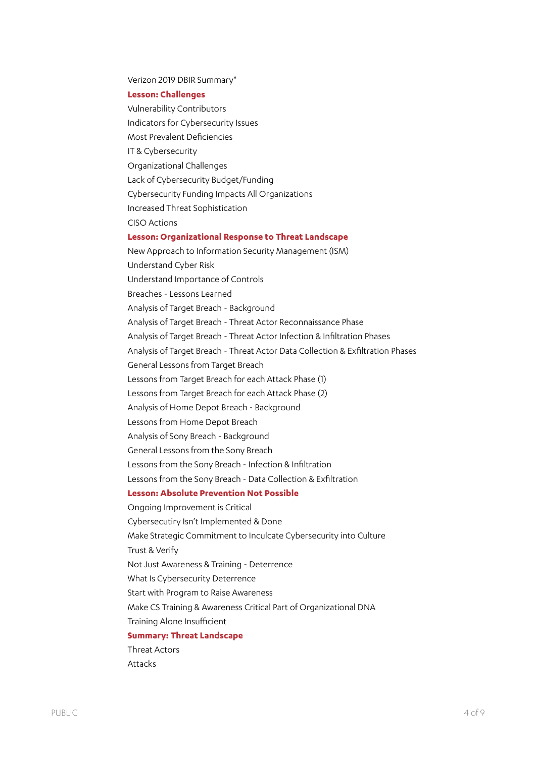Verizon 2019 DBIR Summary*

**Lesson: Challenges**

Vulnerability Contributors

Indicators for Cybersecurity Issues

Most Prevalent Deficiencies

IT & Cybersecurity

Organizational Challenges

Lack of Cybersecurity Budget/Funding

Cybersecurity Funding Impacts All Organizations

Increased Threat Sophistication

CISO Actions

**Lesson: Organizational Response to Threat Landscape**

New Approach to Information Security Management (ISM)

Understand Cyber Risk

Understand Importance of Controls

Breaches - Lessons Learned

Analysis of Target Breach - Background

Analysis of Target Breach - Threat Actor Reconnaissance Phase

Analysis of Target Breach - Threat Actor Infection & Infiltration Phases

Analysis of Target Breach - Threat Actor Data Collection & Exfiltration Phases

General Lessons from Target Breach

Lessons from Target Breach for each Attack Phase (1)

Lessons from Target Breach for each Attack Phase (2)

Analysis of Home Depot Breach - Background

Lessons from Home Depot Breach

Analysis of Sony Breach - Background

General Lessons from the Sony Breach

Lessons from the Sony Breach - Infection & Infiltration

Lessons from the Sony Breach - Data Collection & Exfiltration

**Lesson: Absolute Prevention Not Possible**

Ongoing Improvement is Critical

Cybersecutiry Isn't Implemented & Done

Make Strategic Commitment to Inculcate Cybersecurity into Culture

Trust & Verify

Not Just Awareness & Training - Deterrence

What Is Cybersecurity Deterrence

Start with Program to Raise Awareness

Make CS Training & Awareness Critical Part of Organizational DNA

Training Alone Insufficient

**Summary: Threat Landscape**

Threat Actors

Attacks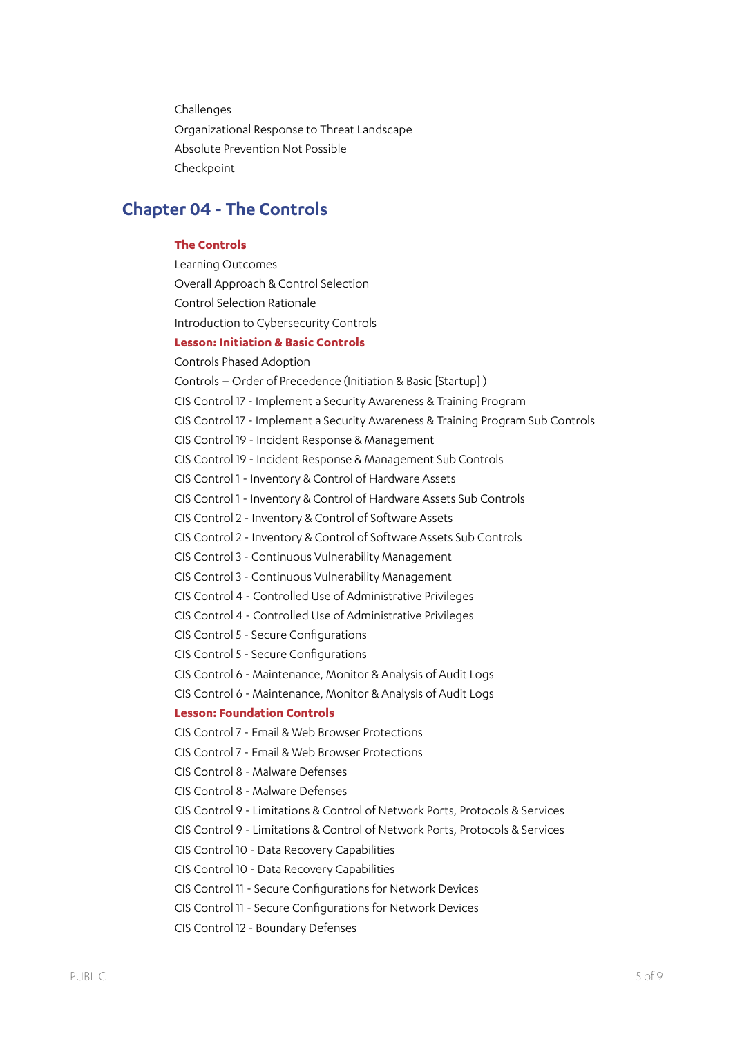Challenges
Organizational Response to Threat Landscape
Absolute Prevention Not Possible
Checkpoint

## Chapter 04 - The Controls

**The Controls**

Learning Outcomes
Overall Approach & Control Selection
Control Selection Rationale
Introduction to Cybersecurity Controls

**Lesson: Initiation & Basic Controls**

Controls Phased Adoption
Controls – Order of Precedence (Initiation & Basic [Startup] )
CIS Control 17 - Implement a Security Awareness & Training Program
CIS Control 17 - Implement a Security Awareness & Training Program Sub Controls
CIS Control 19 - Incident Response & Management
CIS Control 19 - Incident Response & Management Sub Controls
CIS Control 1 - Inventory & Control of Hardware Assets
CIS Control 1 - Inventory & Control of Hardware Assets Sub Controls
CIS Control 2 - Inventory & Control of Software Assets
CIS Control 2 - Inventory & Control of Software Assets Sub Controls
CIS Control 3 - Continuous Vulnerability Management
CIS Control 3 - Continuous Vulnerability Management
CIS Control 4 - Controlled Use of Administrative Privileges
CIS Control 4 - Controlled Use of Administrative Privileges
CIS Control 5 - Secure Configurations
CIS Control 5 - Secure Configurations
CIS Control 6 - Maintenance, Monitor & Analysis of Audit Logs
CIS Control 6 - Maintenance, Monitor & Analysis of Audit Logs

**Lesson: Foundation Controls**

CIS Control 7 - Email & Web Browser Protections
CIS Control 7 - Email & Web Browser Protections
CIS Control 8 - Malware Defenses
CIS Control 8 - Malware Defenses
CIS Control 9 - Limitations & Control of Network Ports, Protocols & Services
CIS Control 9 - Limitations & Control of Network Ports, Protocols & Services
CIS Control 10 - Data Recovery Capabilities
CIS Control 10 - Data Recovery Capabilities
CIS Control 11 - Secure Configurations for Network Devices
CIS Control 11 - Secure Configurations for Network Devices
CIS Control 12 - Boundary Defenses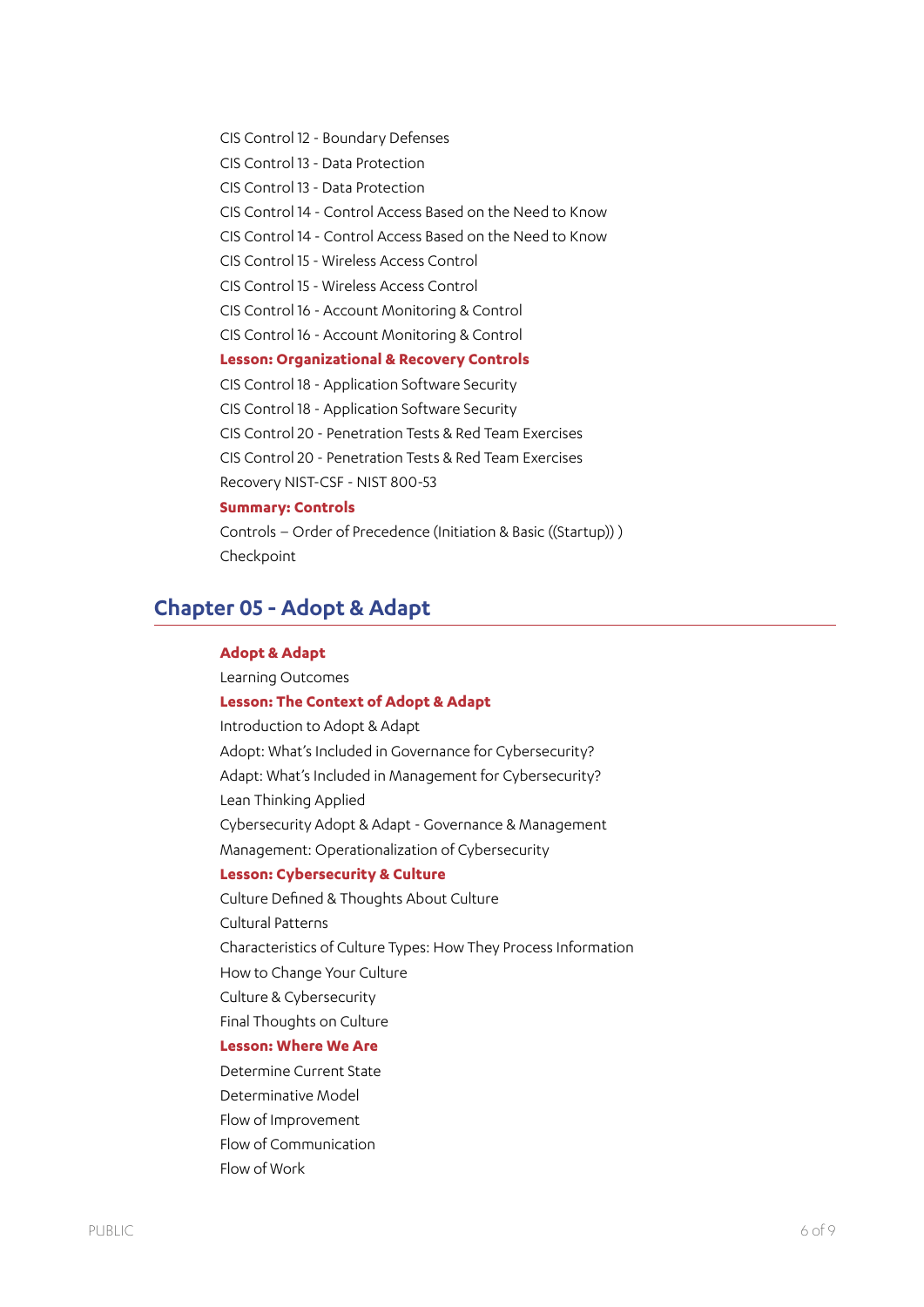CIS Control 12 - Boundary Defenses

CIS Control 13 - Data Protection

CIS Control 13 - Data Protection

CIS Control 14 - Control Access Based on the Need to Know

CIS Control 14 - Control Access Based on the Need to Know

CIS Control 15 - Wireless Access Control

CIS Control 15 - Wireless Access Control

CIS Control 16 - Account Monitoring & Control

CIS Control 16 - Account Monitoring & Control

**Lesson: Organizational & Recovery Controls**

CIS Control 18 - Application Software Security

CIS Control 18 - Application Software Security

CIS Control 20 - Penetration Tests & Red Team Exercises

CIS Control 20 - Penetration Tests & Red Team Exercises

Recovery NIST-CSF - NIST 800-53

**Summary: Controls**

Controls – Order of Precedence (Initiation & Basic ((Startup)) )

Checkpoint

## Chapter 05 - Adopt & Adapt

**Adopt & Adapt**

Learning Outcomes

**Lesson: The Context of Adopt & Adapt**

Introduction to Adopt & Adapt

Adopt: What's Included in Governance for Cybersecurity?

Adapt: What's Included in Management for Cybersecurity?

Lean Thinking Applied

Cybersecurity Adopt & Adapt - Governance & Management

Management: Operationalization of Cybersecurity

**Lesson: Cybersecurity & Culture**

Culture Defined & Thoughts About Culture

Cultural Patterns

Characteristics of Culture Types: How They Process Information

How to Change Your Culture

Culture & Cybersecurity

Final Thoughts on Culture

**Lesson: Where We Are**

Determine Current State

Determinative Model

Flow of Improvement

Flow of Communication

Flow of Work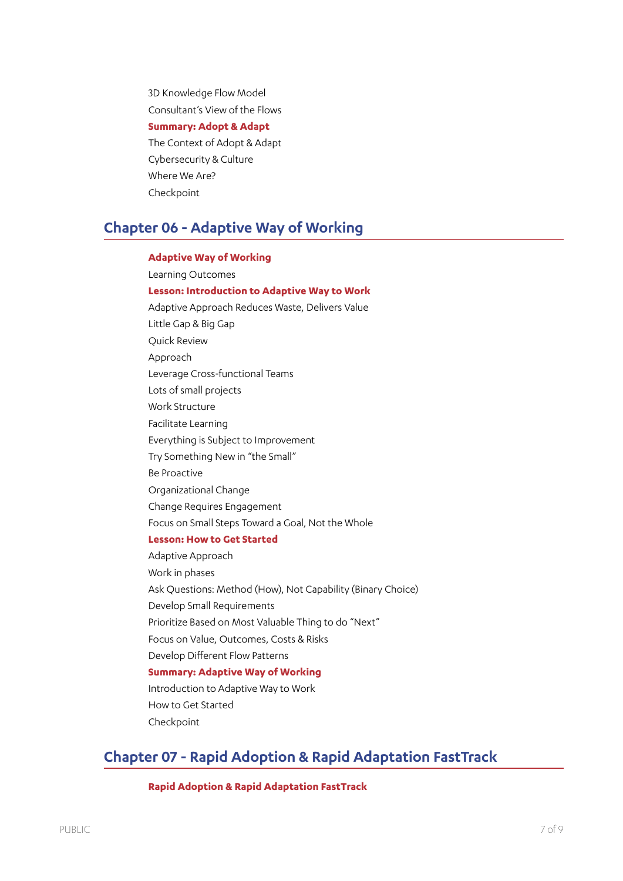3D Knowledge Flow Model

Consultant's View of the Flows

**Summary: Adopt & Adapt**

The Context of Adopt & Adapt

Cybersecurity & Culture

Where We Are?

Checkpoint

## Chapter 06 - Adaptive Way of Working

**Adaptive Way of Working**

Learning Outcomes

**Lesson: Introduction to Adaptive Way to Work**

Adaptive Approach Reduces Waste, Delivers Value

Little Gap & Big Gap

Quick Review

Approach

Leverage Cross-functional Teams

Lots of small projects

Work Structure

Facilitate Learning

Everything is Subject to Improvement

Try Something New in "the Small"

Be Proactive

Organizational Change

Change Requires Engagement

Focus on Small Steps Toward a Goal, Not the Whole

**Lesson: How to Get Started**

Adaptive Approach

Work in phases

Ask Questions: Method (How), Not Capability (Binary Choice)

Develop Small Requirements

Prioritize Based on Most Valuable Thing to do "Next"

Focus on Value, Outcomes, Costs & Risks

Develop Different Flow Patterns

**Summary: Adaptive Way of Working**

Introduction to Adaptive Way to Work

How to Get Started

Checkpoint

## Chapter 07 - Rapid Adoption & Rapid Adaptation FastTrack

**Rapid Adoption & Rapid Adaptation FastTrack**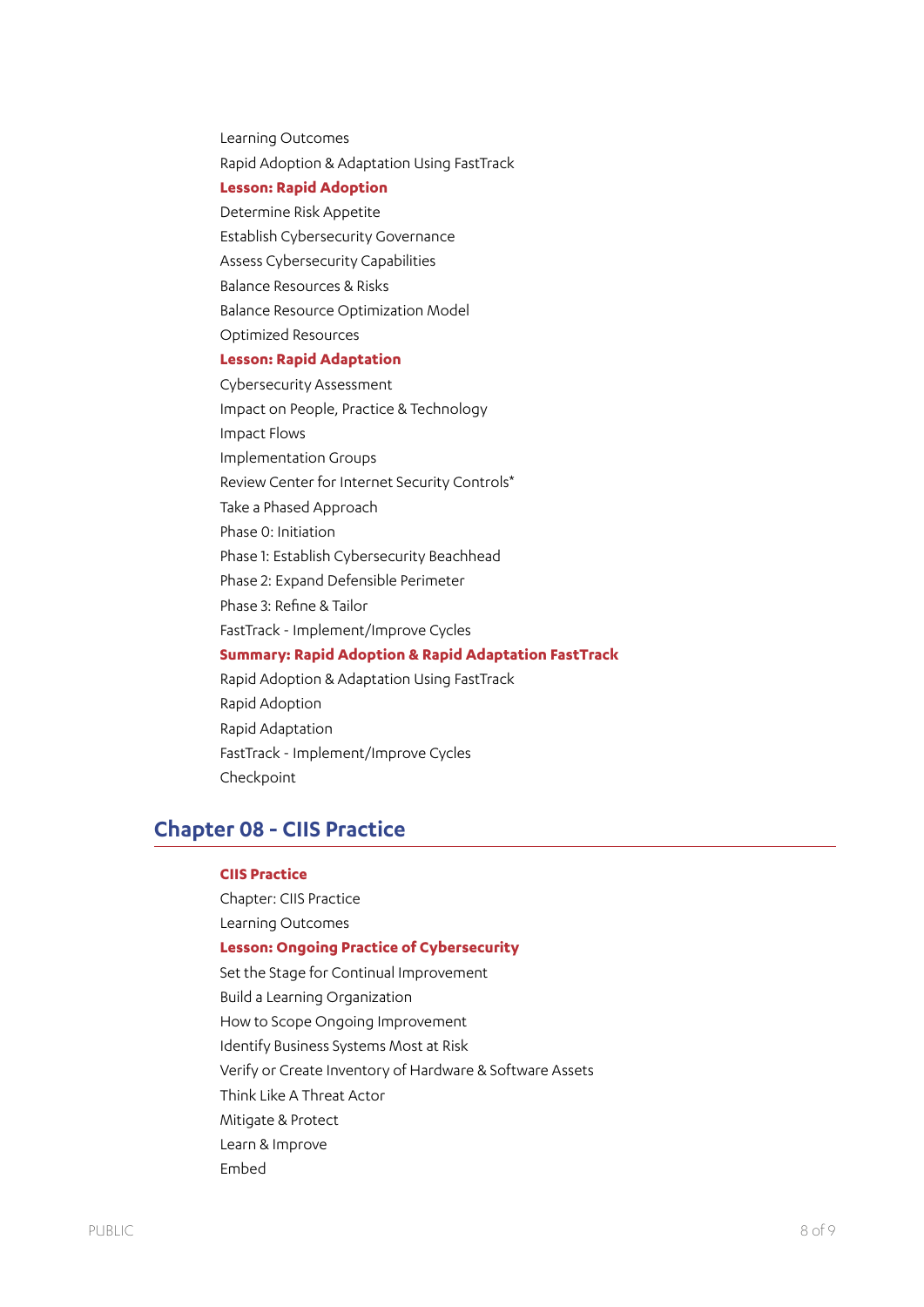Learning Outcomes

Rapid Adoption & Adaptation Using FastTrack

**Lesson: Rapid Adoption**

Determine Risk Appetite

Establish Cybersecurity Governance

Assess Cybersecurity Capabilities

Balance Resources & Risks

Balance Resource Optimization Model

Optimized Resources

**Lesson: Rapid Adaptation**

Cybersecurity Assessment

Impact on People, Practice & Technology

Impact Flows

Implementation Groups

Review Center for Internet Security Controls*

Take a Phased Approach

Phase 0: Initiation

Phase 1: Establish Cybersecurity Beachhead

Phase 2: Expand Defensible Perimeter

Phase 3: Refine & Tailor

FastTrack - Implement/Improve Cycles

**Summary: Rapid Adoption & Rapid Adaptation FastTrack**

Rapid Adoption & Adaptation Using FastTrack

Rapid Adoption

Rapid Adaptation

FastTrack - Implement/Improve Cycles

Checkpoint

## Chapter 08 - CIIS Practice

**CIIS Practice**

Chapter: CIIS Practice

Learning Outcomes

**Lesson: Ongoing Practice of Cybersecurity**

Set the Stage for Continual Improvement

Build a Learning Organization

How to Scope Ongoing Improvement

Identify Business Systems Most at Risk

Verify or Create Inventory of Hardware & Software Assets

Think Like A Threat Actor

Mitigate & Protect

Learn & Improve

Embed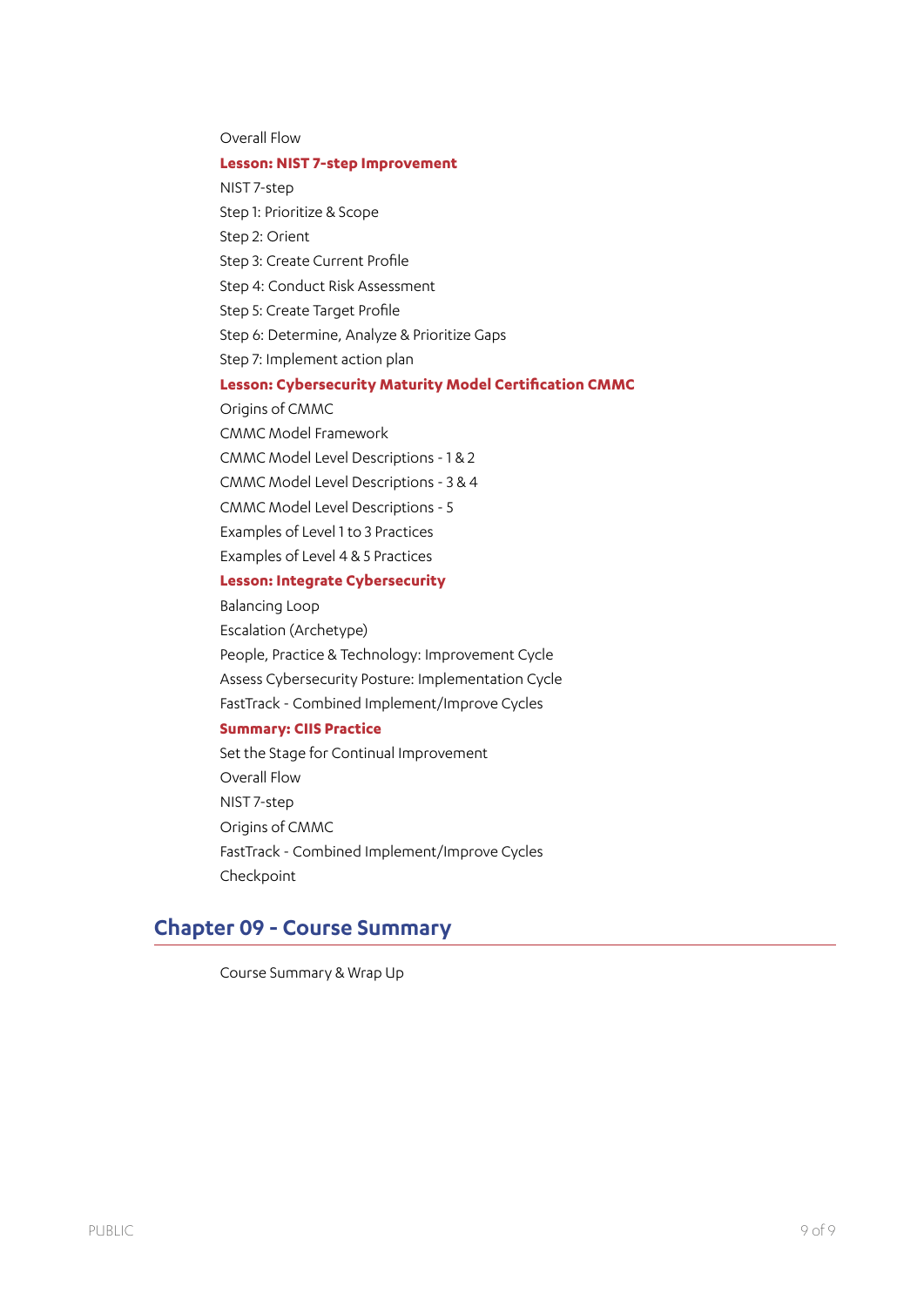Overall Flow

**Lesson: NIST 7-step Improvement**

NIST 7-step

Step 1: Prioritize & Scope

Step 2: Orient

Step 3: Create Current Profile

Step 4: Conduct Risk Assessment

Step 5: Create Target Profile

Step 6: Determine, Analyze & Prioritize Gaps

Step 7: Implement action plan

**Lesson: Cybersecurity Maturity Model Certification CMMC**

Origins of CMMC

CMMC Model Framework

CMMC Model Level Descriptions - 1 & 2

CMMC Model Level Descriptions - 3 & 4

CMMC Model Level Descriptions - 5

Examples of Level 1 to 3 Practices

Examples of Level 4 & 5 Practices

**Lesson: Integrate Cybersecurity**

Balancing Loop

Escalation (Archetype)

People, Practice & Technology: Improvement Cycle

Assess Cybersecurity Posture: Implementation Cycle

FastTrack - Combined Implement/Improve Cycles

**Summary: CIIS Practice**

Set the Stage for Continual Improvement

Overall Flow

NIST 7-step

Origins of CMMC

FastTrack - Combined Implement/Improve Cycles

Checkpoint

## Chapter 09 - Course Summary

Course Summary & Wrap Up